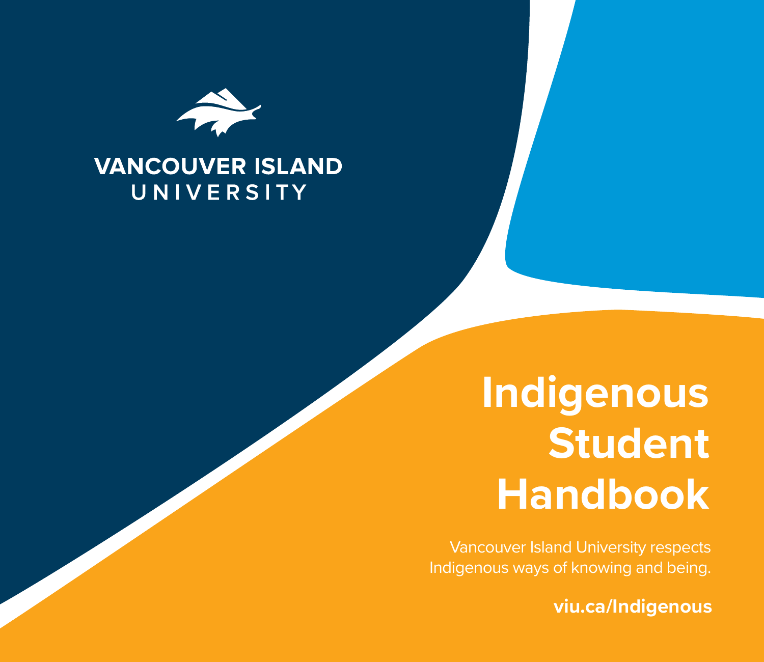VANCOUVER ISLAND
UNIVERSITY

# Indigenous Student Handbook

Vancouver Island University respects Indigenous ways of knowing and being.

**viu.ca/Indigenous**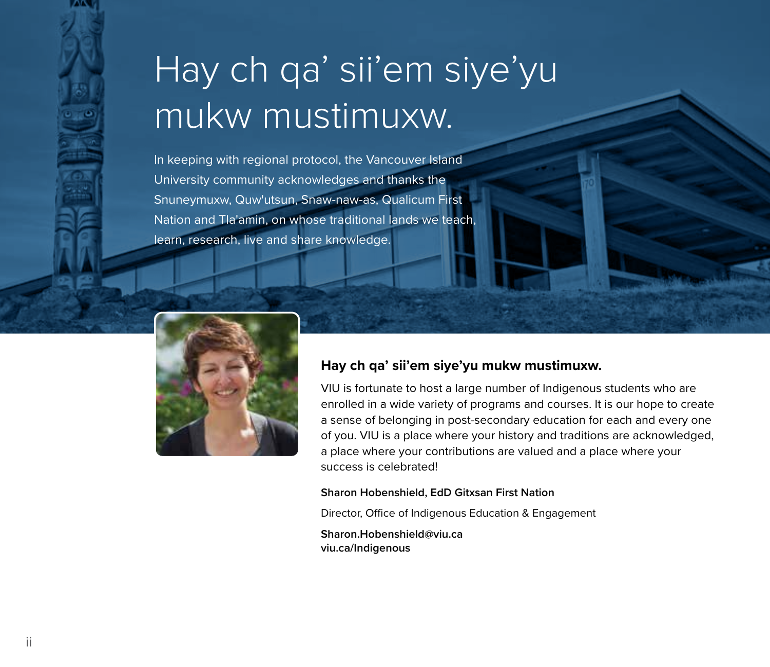# Hay ch qa' sii'em siye'yu mukw mustimuxw.

In keeping with regional protocol, the Vancouver Island University community acknowledges and thanks the Snuneymuxw, Quw'utsun, Snaw-naw-as, Qualicum First Nation and Tla'amin, on whose traditional lands we teach, learn, research, live and share knowledge.

## Hay ch qa' sii'em siye'yu mukw mustimuxw.

VIU is fortunate to host a large number of Indigenous students who are enrolled in a wide variety of programs and courses. It is our hope to create a sense of belonging in post-secondary education for each and every one of you. VIU is a place where your history and traditions are acknowledged, a place where your contributions are valued and a place where your success is celebrated!

**Sharon Hobenshield, EdD Gitxsan First Nation**

Director, Office of Indigenous Education & Engagement

**Sharon.Hobenshield@viu.ca**
**viu.ca/Indigenous**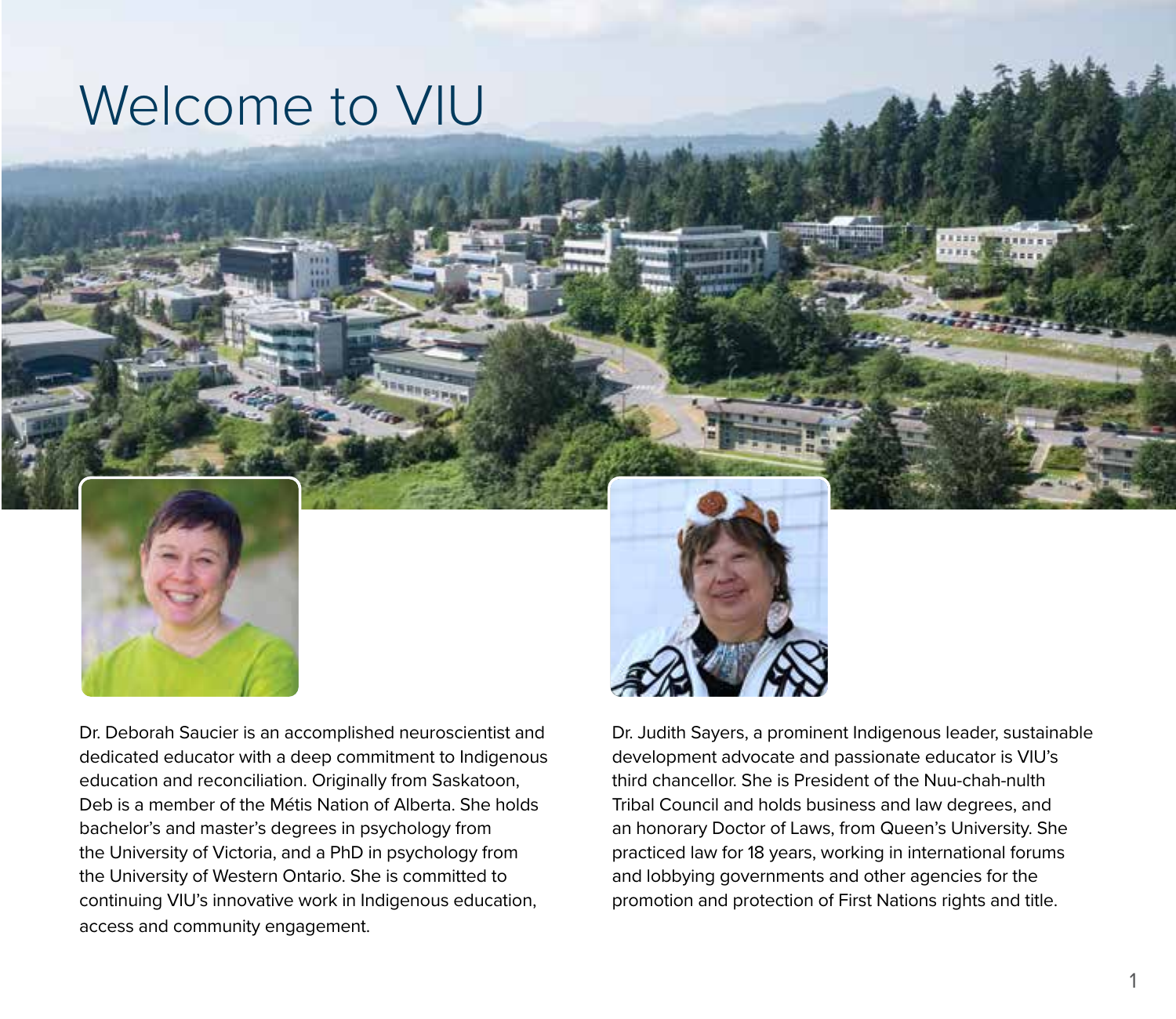# Welcome to VIU

Dr. Deborah Saucier is an accomplished neuroscientist and dedicated educator with a deep commitment to Indigenous education and reconciliation. Originally from Saskatoon, Deb is a member of the Métis Nation of Alberta. She holds bachelor's and master's degrees in psychology from the University of Victoria, and a PhD in psychology from the University of Western Ontario. She is committed to continuing VIU's innovative work in Indigenous education, access and community engagement.

Dr. Judith Sayers, a prominent Indigenous leader, sustainable development advocate and passionate educator is VIU's third chancellor. She is President of the Nuu-chah-nulth Tribal Council and holds business and law degrees, and an honorary Doctor of Laws, from Queen's University. She practiced law for 18 years, working in international forums and lobbying governments and other agencies for the promotion and protection of First Nations rights and title.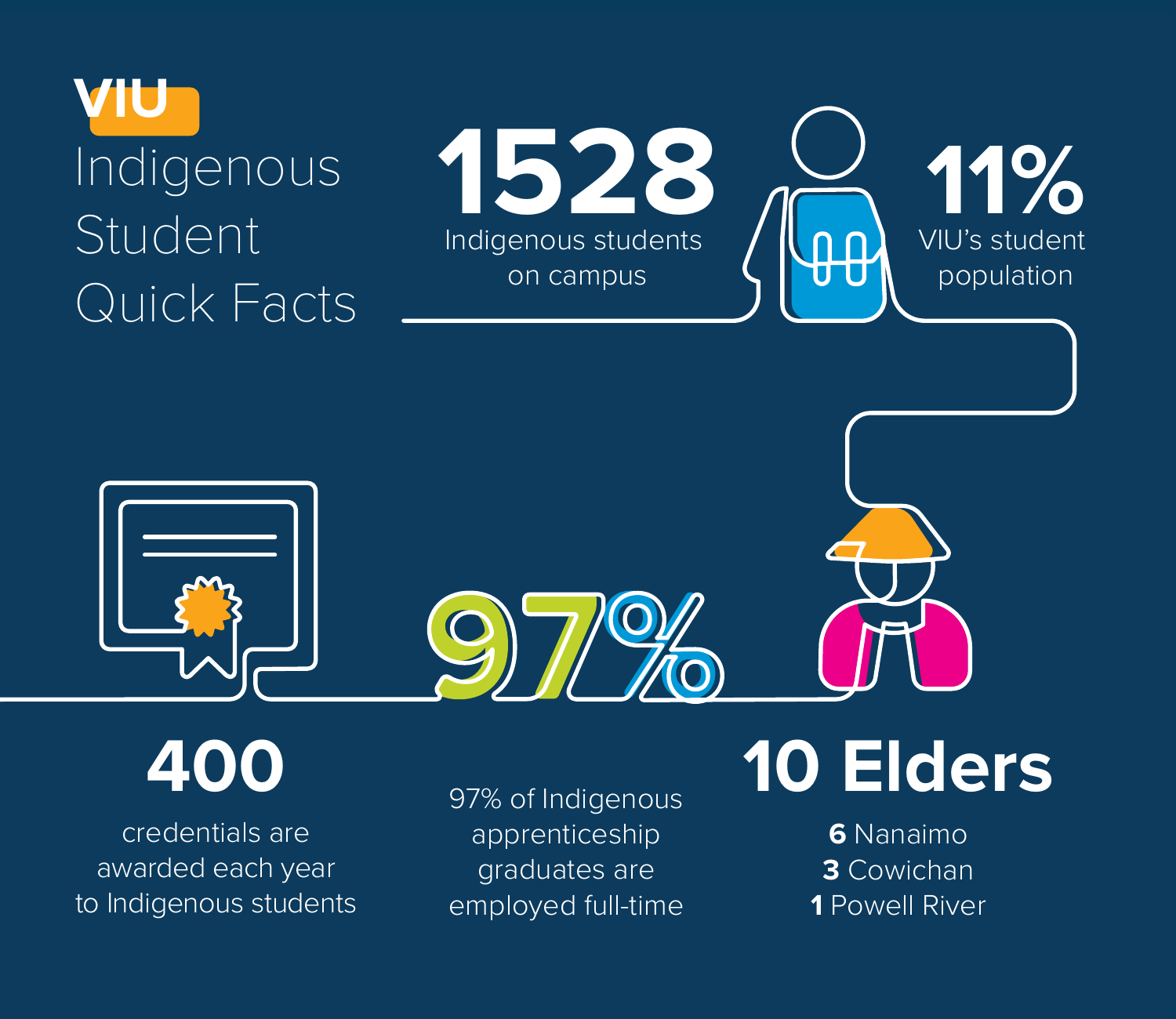# VIU Indigenous Student Quick Facts

**1528**
Indigenous students on campus

**11%**
VIU's student population

**400**
credentials are awarded each year to Indigenous students

**97%**
97% of Indigenous apprenticeship graduates are employed full-time

**10 Elders**
**6** Nanaimo
**3** Cowichan
**1** Powell River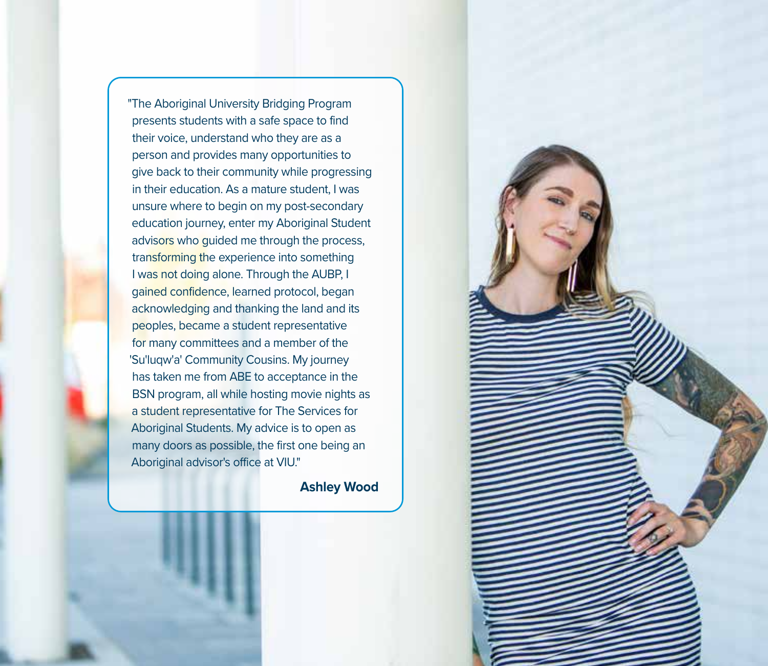"The Aboriginal University Bridging Program presents students with a safe space to find their voice, understand who they are as a person and provides many opportunities to give back to their community while progressing in their education. As a mature student, I was unsure where to begin on my post-secondary education journey, enter my Aboriginal Student advisors who guided me through the process, transforming the experience into something I was not doing alone. Through the AUBP, I gained confidence, learned protocol, began acknowledging and thanking the land and its peoples, became a student representative for many committees and a member of the 'Su'luqw'a' Community Cousins. My journey has taken me from ABE to acceptance in the BSN program, all while hosting movie nights as a student representative for The Services for Aboriginal Students. My advice is to open as many doors as possible, the first one being an Aboriginal advisor's office at VIU."

**Ashley Wood**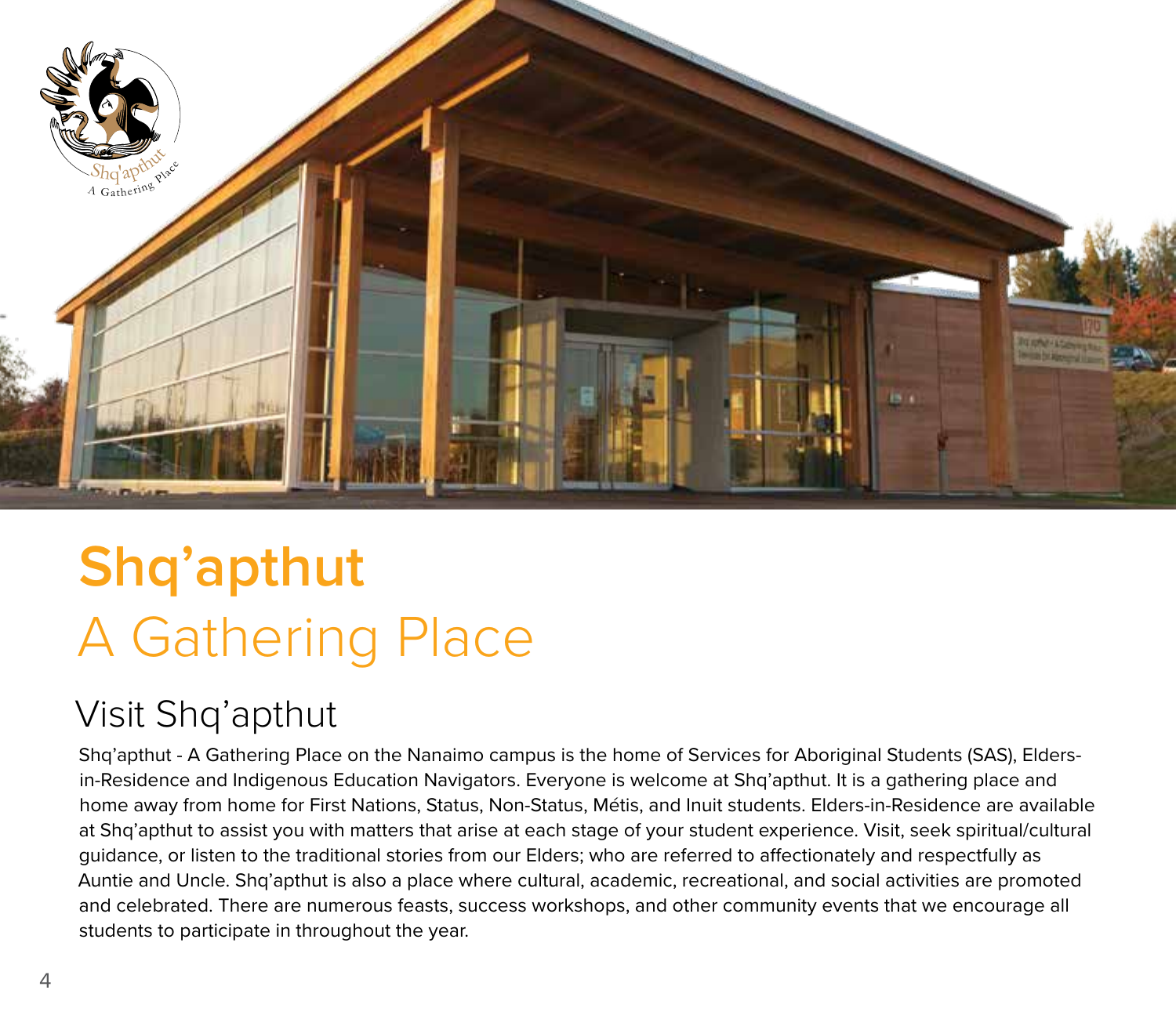# Shq'apthut

## A Gathering Place

### Visit Shq'apthut

Shq'apthut - A Gathering Place on the Nanaimo campus is the home of Services for Aboriginal Students (SAS), Elders-in-Residence and Indigenous Education Navigators. Everyone is welcome at Shq'apthut. It is a gathering place and home away from home for First Nations, Status, Non-Status, Métis, and Inuit students. Elders-in-Residence are available at Shq'apthut to assist you with matters that arise at each stage of your student experience. Visit, seek spiritual/cultural guidance, or listen to the traditional stories from our Elders; who are referred to affectionately and respectfully as Auntie and Uncle. Shq'apthut is also a place where cultural, academic, recreational, and social activities are promoted and celebrated. There are numerous feasts, success workshops, and other community events that we encourage all students to participate in throughout the year.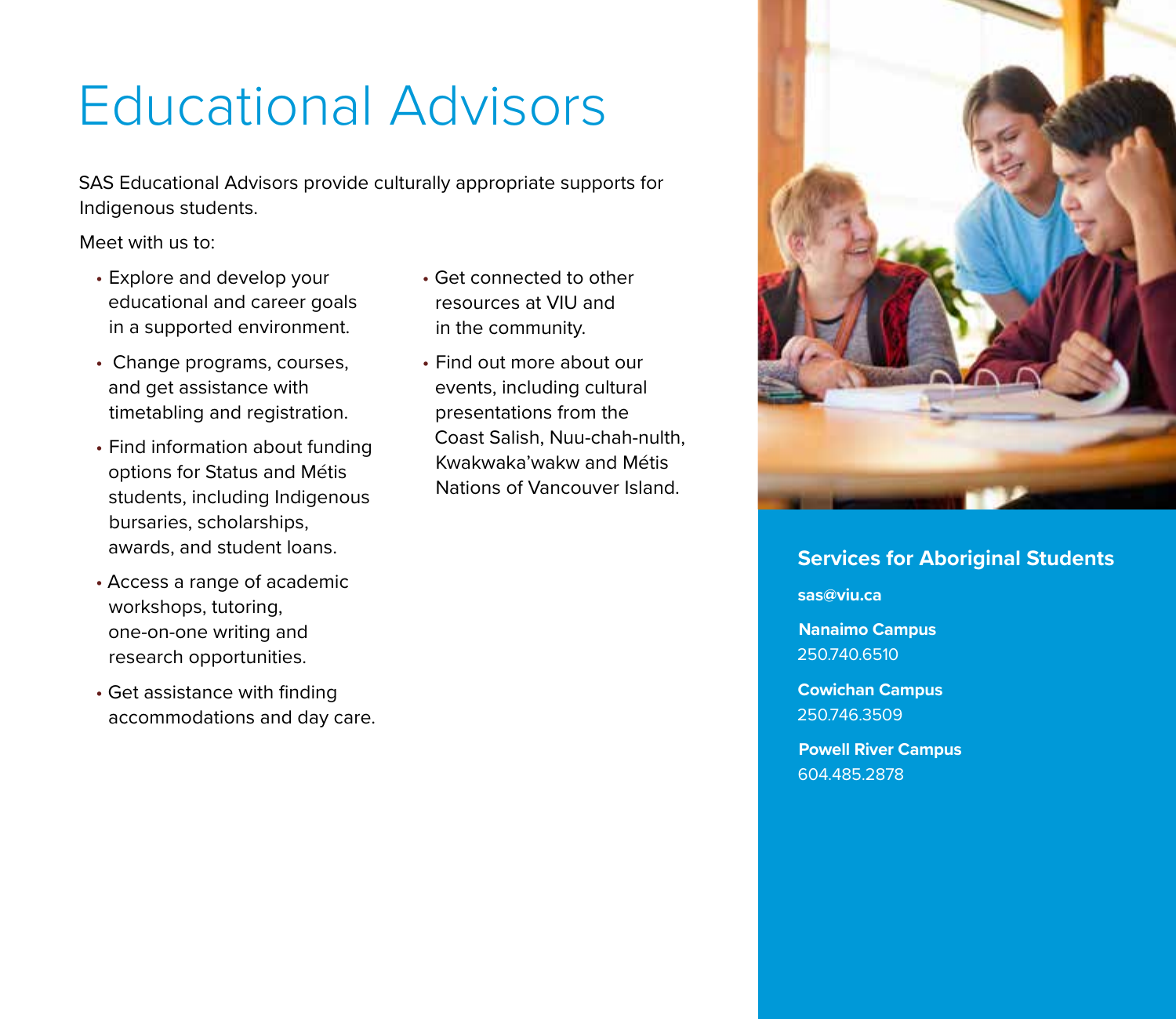# Educational Advisors

SAS Educational Advisors provide culturally appropriate supports for Indigenous students.

Meet with us to:

- Explore and develop your educational and career goals in a supported environment.
- Change programs, courses, and get assistance with timetabling and registration.
- Find information about funding options for Status and Métis students, including Indigenous bursaries, scholarships, awards, and student loans.
- Access a range of academic workshops, tutoring, one-on-one writing and research opportunities.
- Get assistance with finding accommodations and day care.
- Get connected to other resources at VIU and in the community.
- Find out more about our events, including cultural presentations from the Coast Salish, Nuu-chah-nulth, Kwakwaka'wakw and Métis Nations of Vancouver Island.

### Services for Aboriginal Students

**sas@viu.ca**

**Nanaimo Campus**
250.740.6510

**Cowichan Campus**
250.746.3509

**Powell River Campus**
604.485.2878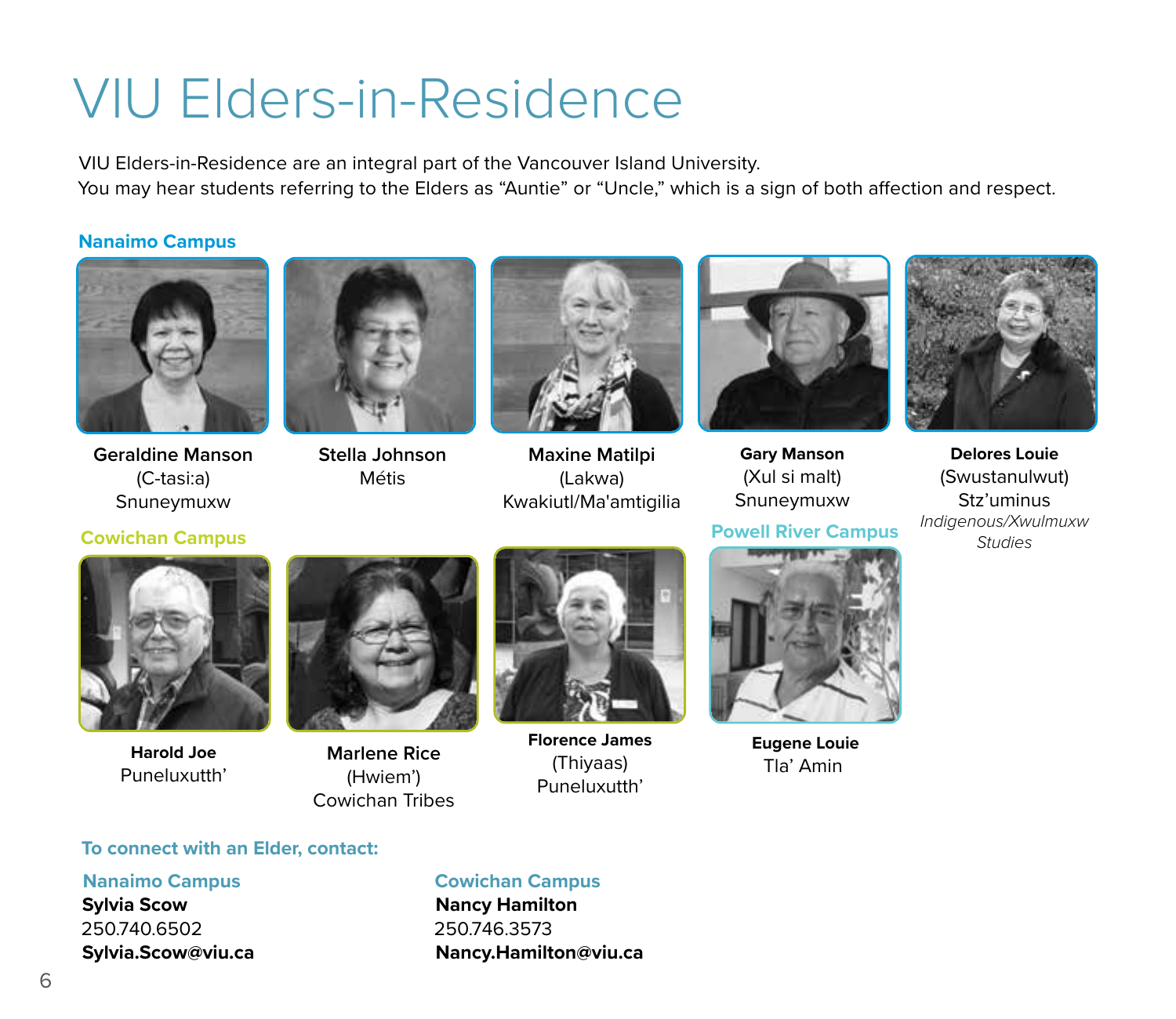# VIU Elders-in-Residence

VIU Elders-in-Residence are an integral part of the Vancouver Island University.
You may hear students referring to the Elders as “Auntie” or “Uncle,” which is a sign of both affection and respect.

## Nanaimo Campus

**Geraldine Manson**
(C-tasi:a)
Snuneymuxw

**Stella Johnson**
Métis

**Maxine Matilpi**
(Lakwa)
Kwakiutl/Ma'amtigilia

**Gary Manson**
(Xul si malt)
Snuneymuxw

**Delores Louie**
(Swustanulwut)
Stz’uminus
*Indigenous/Xwulmuxw Studies*

## Cowichan Campus

**Harold Joe**
Puneluxutth’

**Marlene Rice**
(Hwiem’)
Cowichan Tribes

**Florence James**
(Thiyaas)
Puneluxutth’

## Powell River Campus

**Eugene Louie**
Tla’ Amin

## To connect with an Elder, contact:

### Nanaimo Campus

**Sylvia Scow**
250.740.6502
**Sylvia.Scow@viu.ca**

### Cowichan Campus

**Nancy Hamilton**
250.746.3573
**Nancy.Hamilton@viu.ca**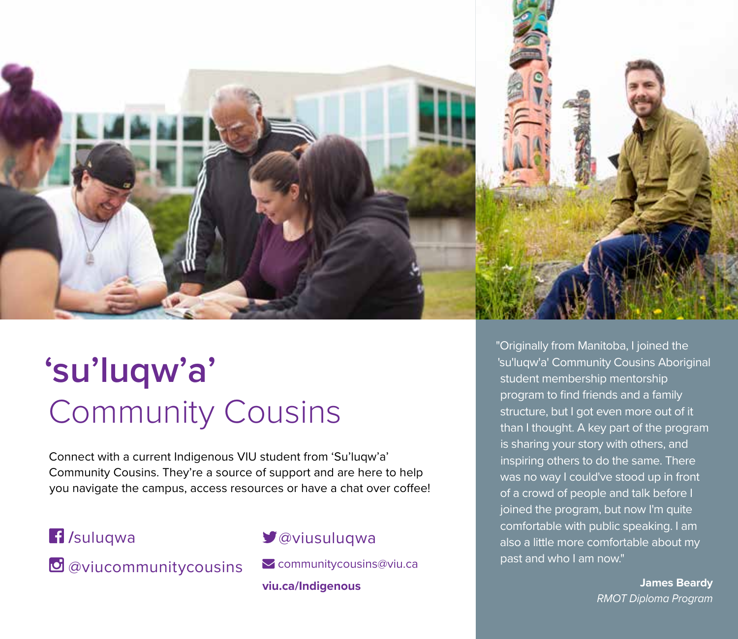# ‘su’luqw’a’ Community Cousins

Connect with a current Indigenous VIU student from ‘Su’luqw’a’ Community Cousins. They’re a source of support and are here to help you navigate the campus, access resources or have a chat over coffee!

/suluqwa

@viucommunitycousins

@viusuluqwa

communitycousins@viu.ca

**viu.ca/Indigenous**

"Originally from Manitoba, I joined the 'su'luqw'a' Community Cousins Aboriginal student membership mentorship program to find friends and a family structure, but I got even more out of it than I thought. A key part of the program is sharing your story with others, and inspiring others to do the same. There was no way I could've stood up in front of a crowd of people and talk before I joined the program, but now I'm quite comfortable with public speaking. I am also a little more comfortable about my past and who I am now."

**James Beardy**
*RMOT Diploma Program*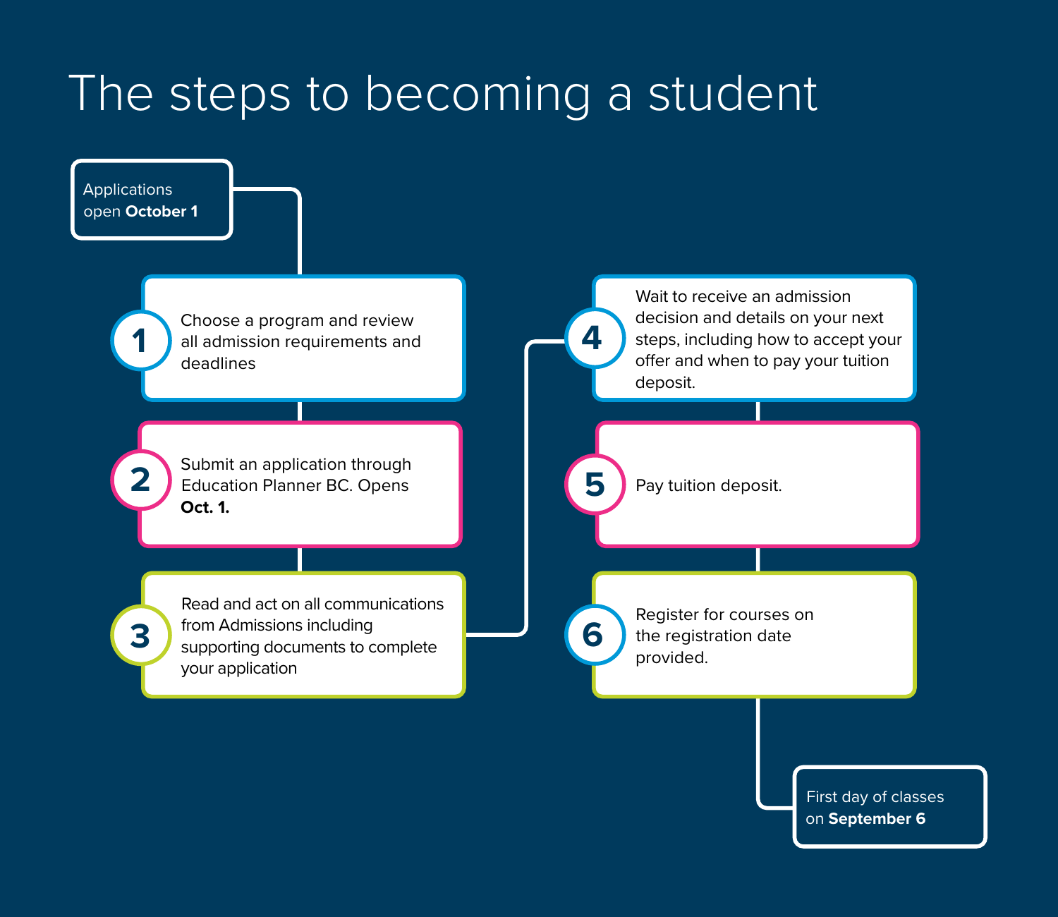# The steps to becoming a student

Applications open **October 1**

1. Choose a program and review all admission requirements and deadlines
2. Submit an application through Education Planner BC. Opens **Oct. 1.**
3. Read and act on all communications from Admissions including supporting documents to complete your application
4. Wait to receive an admission decision and details on your next steps, including how to accept your offer and when to pay your tuition deposit.
5. Pay tuition deposit.
6. Register for courses on the registration date provided.

First day of classes on **September 6**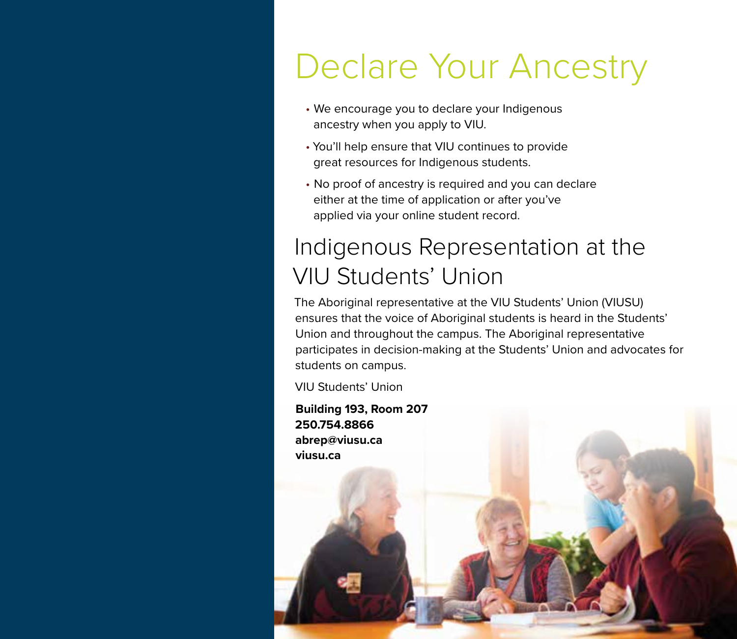# Declare Your Ancestry

- We encourage you to declare your Indigenous ancestry when you apply to VIU.
- You'll help ensure that VIU continues to provide great resources for Indigenous students.
- No proof of ancestry is required and you can declare either at the time of application or after you've applied via your online student record.

## Indigenous Representation at the VIU Students' Union

The Aboriginal representative at the VIU Students' Union (VIUSU) ensures that the voice of Aboriginal students is heard in the Students' Union and throughout the campus. The Aboriginal representative participates in decision-making at the Students' Union and advocates for students on campus.

VIU Students' Union

**Building 193, Room 207**
**250.754.8866**
**abrep@viusu.ca**
**viusu.ca**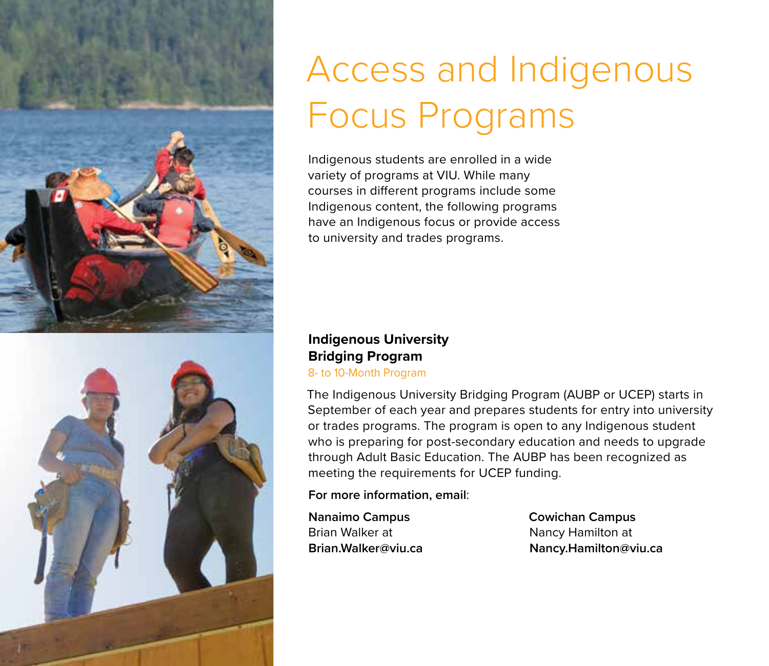# Access and Indigenous Focus Programs

Indigenous students are enrolled in a wide variety of programs at VIU. While many courses in different programs include some Indigenous content, the following programs have an Indigenous focus or provide access to university and trades programs.

### Indigenous University Bridging Program

8- to 10-Month Program

The Indigenous University Bridging Program (AUBP or UCEP) starts in September of each year and prepares students for entry into university or trades programs. The program is open to any Indigenous student who is preparing for post-secondary education and needs to upgrade through Adult Basic Education. The AUBP has been recognized as meeting the requirements for UCEP funding.

**For more information, email**:

**Nanaimo Campus**
Brian Walker at
**Brian.Walker@viu.ca**

**Cowichan Campus**
Nancy Hamilton at
**Nancy.Hamilton@viu.ca**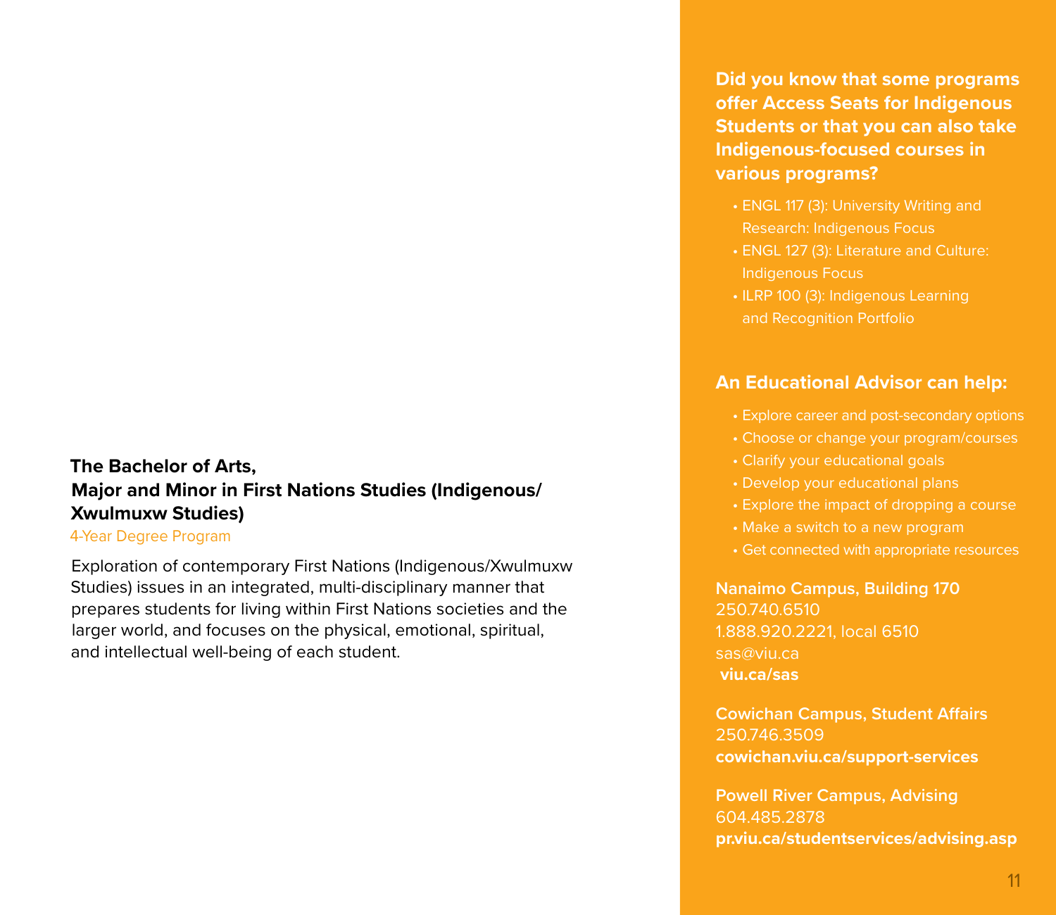### The Bachelor of Arts, Major and Minor in First Nations Studies (Indigenous/ Xwulmuxw Studies)

4-Year Degree Program

Exploration of contemporary First Nations (Indigenous/Xwulmuxw Studies) issues in an integrated, multi-disciplinary manner that prepares students for living within First Nations societies and the larger world, and focuses on the physical, emotional, spiritual, and intellectual well-being of each student.

**Did you know that some programs offer Access Seats for Indigenous Students or that you can also take Indigenous-focused courses in various programs?**

- ENGL 117 (3): University Writing and Research: Indigenous Focus
- ENGL 127 (3): Literature and Culture: Indigenous Focus
- ILRP 100 (3): Indigenous Learning and Recognition Portfolio

**An Educational Advisor can help:**

- Explore career and post-secondary options
- Choose or change your program/courses
- Clarify your educational goals
- Develop your educational plans
- Explore the impact of dropping a course
- Make a switch to a new program
- Get connected with appropriate resources

**Nanaimo Campus, Building 170**
250.740.6510
1.888.920.2221, local 6510
sas@viu.ca
**viu.ca/sas**

**Cowichan Campus, Student Affairs**
250.746.3509
**cowichan.viu.ca/support-services**

**Powell River Campus, Advising**
604.485.2878
**pr.viu.ca/studentservices/advising.asp**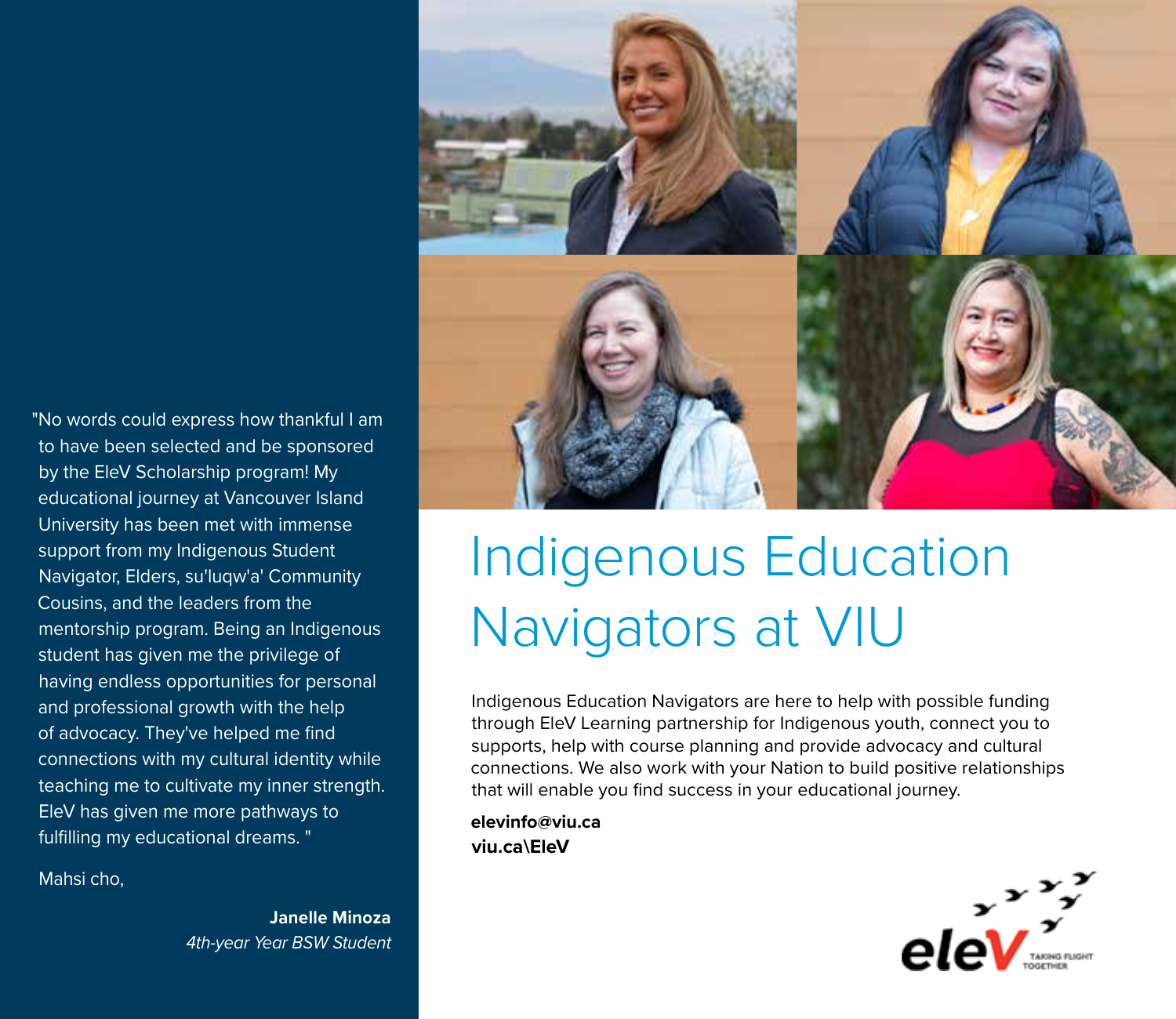"No words could express how thankful I am to have been selected and be sponsored by the EleV Scholarship program! My educational journey at Vancouver Island University has been met with immense support from my Indigenous Student Navigator, Elders, su'luqw'a' Community Cousins, and the leaders from the mentorship program. Being an Indigenous student has given me the privilege of having endless opportunities for personal and professional growth with the help of advocacy. They've helped me find connections with my cultural identity while teaching me to cultivate my inner strength. EleV has given me more pathways to fulfilling my educational dreams. "

Mahsi cho,

**Janelle Minoza**
*4th-year Year BSW Student*

# Indigenous Education Navigators at VIU

Indigenous Education Navigators are here to help with possible funding through EleV Learning partnership for Indigenous youth, connect you to supports, help with course planning and provide advocacy and cultural connections. We also work with your Nation to build positive relationships that will enable you find success in your educational journey.

**elevinfo@viu.ca**
**viu.ca\EleV**

eleV TAKING FLIGHT TOGETHER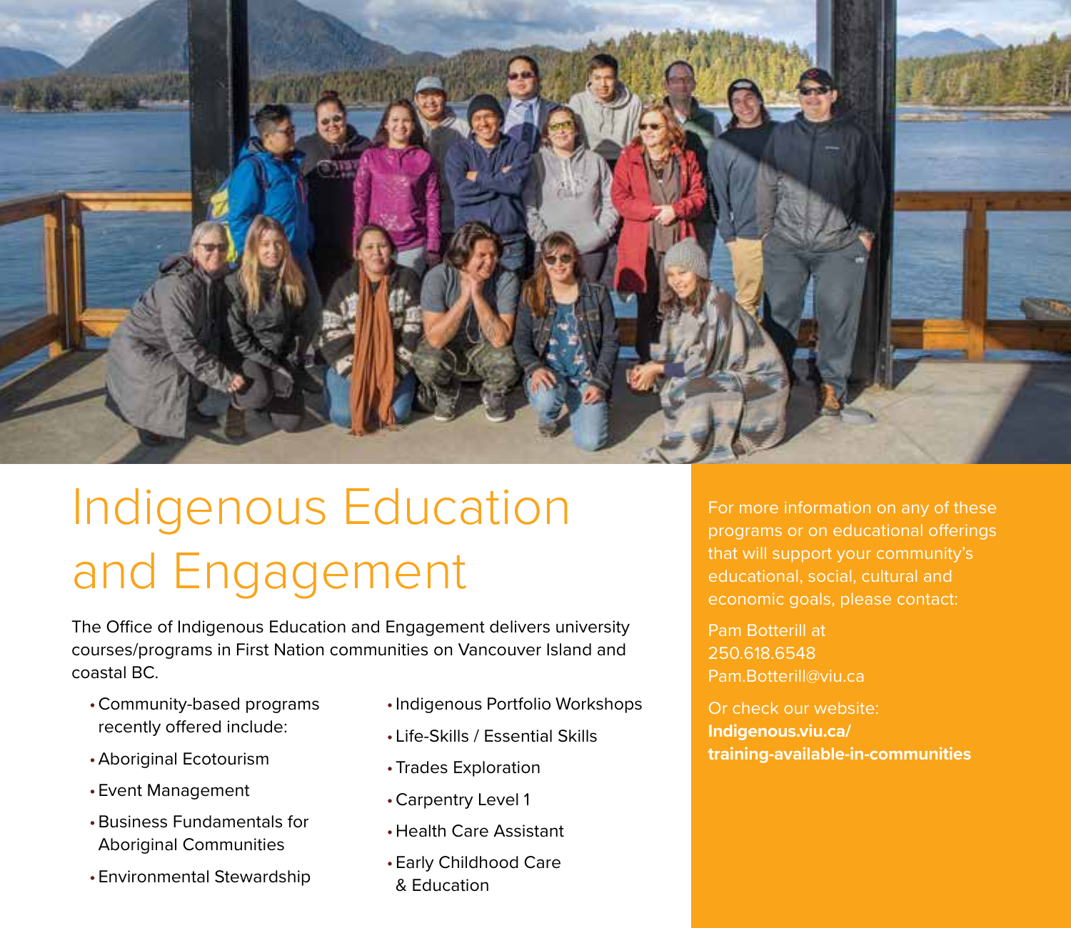# Indigenous Education and Engagement

The Office of Indigenous Education and Engagement delivers university courses/programs in First Nation communities on Vancouver Island and coastal BC.

- Community-based programs recently offered include:
- Aboriginal Ecotourism
- Event Management
- Business Fundamentals for Aboriginal Communities
- Environmental Stewardship
- Indigenous Portfolio Workshops
- Life-Skills / Essential Skills
- Trades Exploration
- Carpentry Level 1
- Health Care Assistant
- Early Childhood Care & Education

For more information on any of these programs or on educational offerings that will support your community's educational, social, cultural and economic goals, please contact:

Pam Botterill at
250.618.6548
Pam.Botterill@viu.ca

Or check our website:
**Indigenous.viu.ca/training-available-in-communities**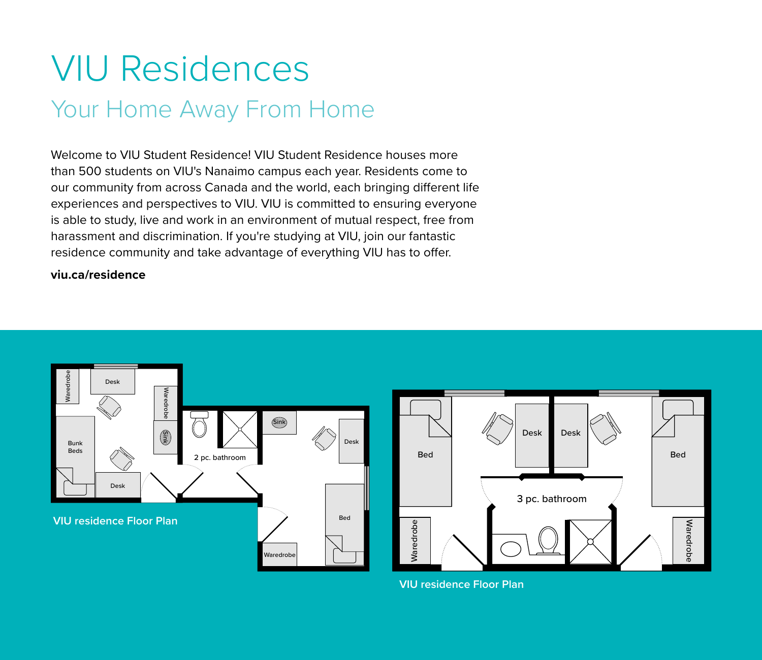# VIU Residences

## Your Home Away From Home

Welcome to VIU Student Residence! VIU Student Residence houses more than 500 students on VIU's Nanaimo campus each year. Residents come to our community from across Canada and the world, each bringing different life experiences and perspectives to VIU. VIU is committed to ensuring everyone is able to study, live and work in an environment of mutual respect, free from harassment and discrimination. If you're studying at VIU, join our fantastic residence community and take advantage of everything VIU has to offer.

**viu.ca/residence**

VIU residence Floor Plan

VIU residence Floor Plan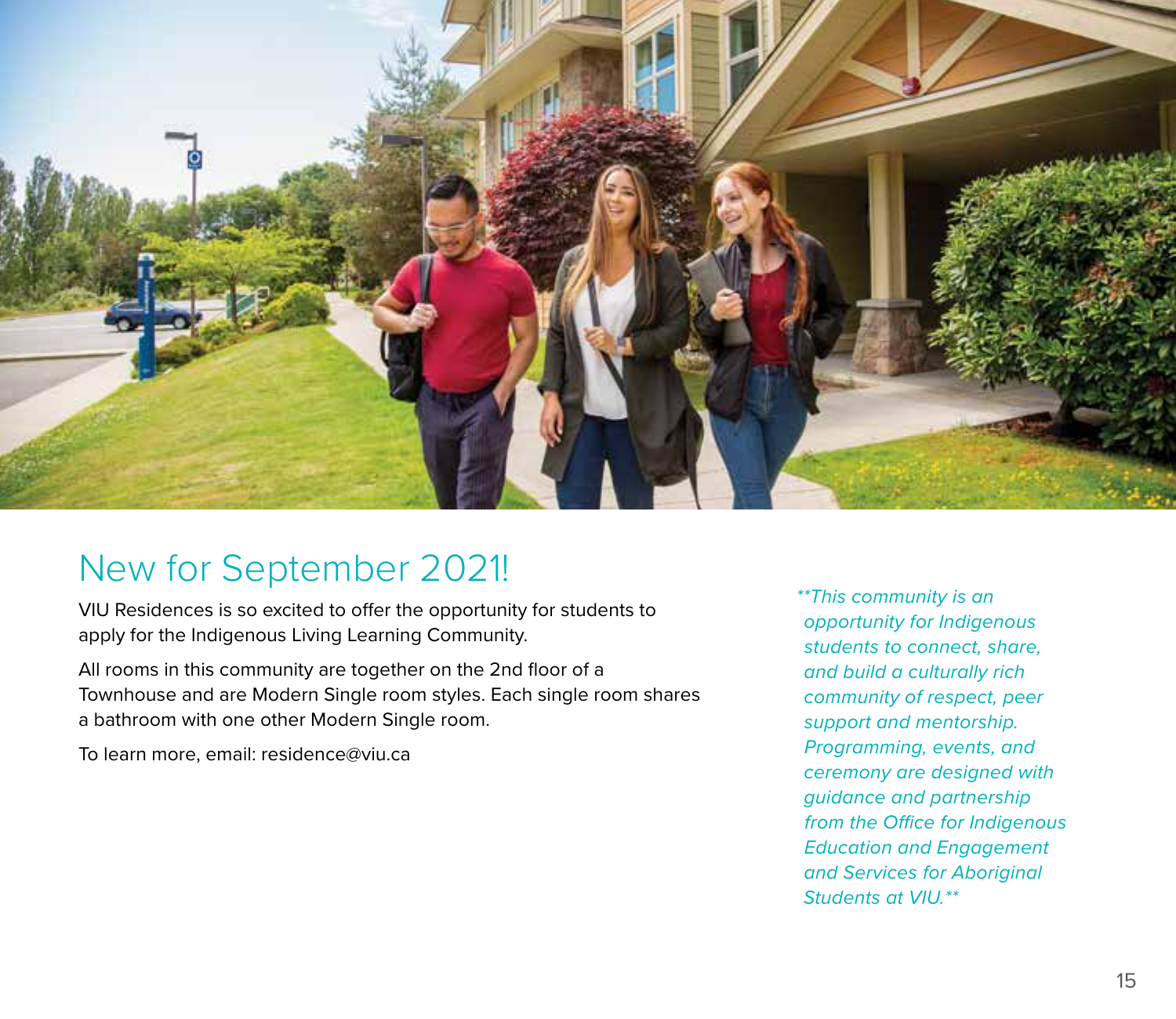## New for September 2021!

VIU Residences is so excited to offer the opportunity for students to apply for the Indigenous Living Learning Community.

All rooms in this community are together on the 2nd floor of a Townhouse and are Modern Single room styles. Each single room shares a bathroom with one other Modern Single room.

To learn more, email: residence@viu.ca

*\*\*This community is an opportunity for Indigenous students to connect, share, and build a culturally rich community of respect, peer support and mentorship. Programming, events, and ceremony are designed with guidance and partnership from the Office for Indigenous Education and Engagement and Services for Aboriginal Students at VIU.\*\**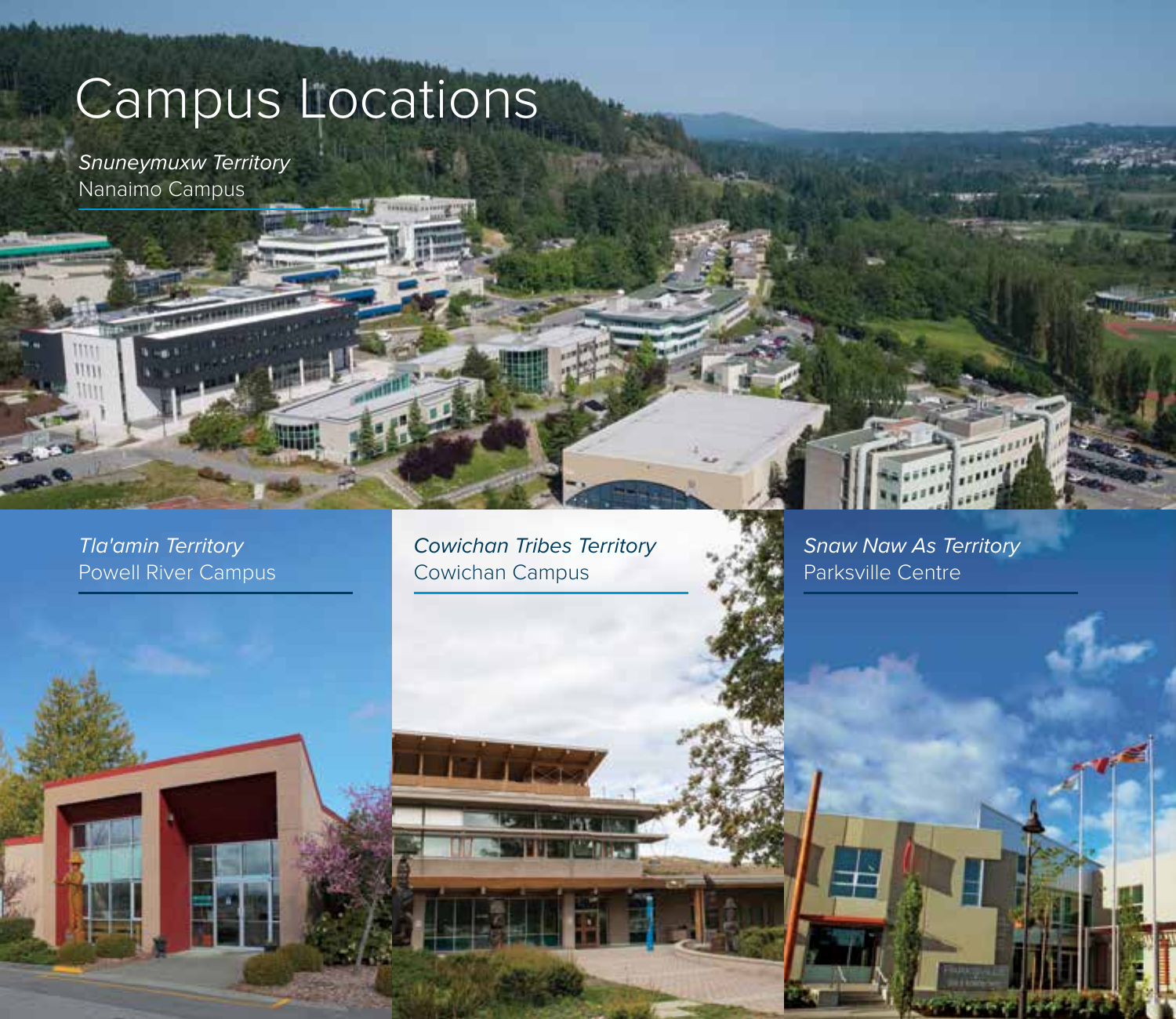# Campus Locations

*Snuneymuxw Territory*
Nanaimo Campus

*Tla'amin Territory*
Powell River Campus

*Cowichan Tribes Territory*
Cowichan Campus

*Snaw Naw As Territory*
Parksville Centre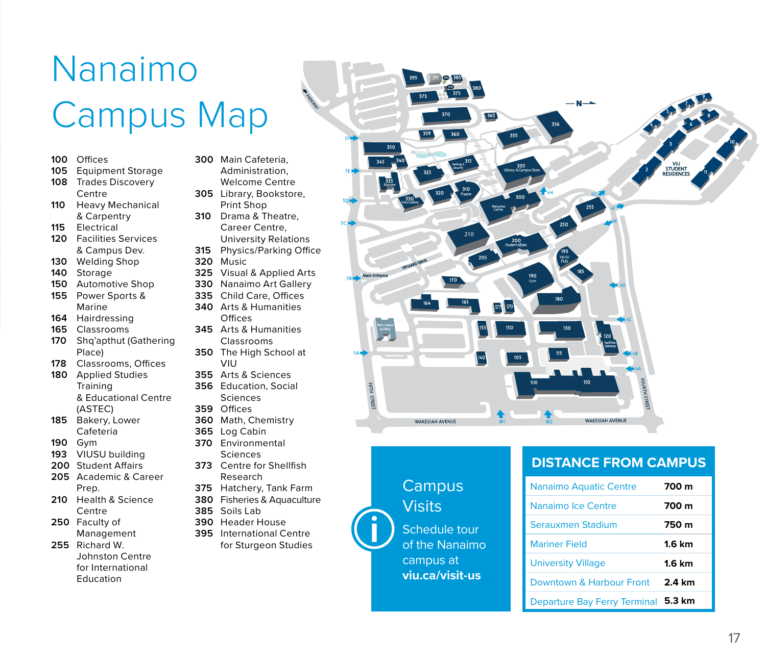# Nanaimo Campus Map

- **100** Offices
- **105** Equipment Storage
- **108** Trades Discovery Centre
- **110** Heavy Mechanical & Carpentry
- **115** Electrical
- **120** Facilities Services & Campus Dev.
- **130** Welding Shop
- **140** Storage
- **150** Automotive Shop
- **155** Power Sports & Marine
- **164** Hairdressing
- **165** Classrooms
- **170** Shq'apthut (Gathering Place)
- **178** Classrooms, Offices
- **180** Applied Studies Training & Educational Centre (ASTEC)
- **185** Bakery, Lower Cafeteria
- **190** Gym
- **193** VIUSU building
- **200** Student Affairs
- **205** Academic & Career Prep.
- **210** Health & Science Centre
- **250** Faculty of Management
- **255** Richard W. Johnston Centre for International Education
- **300** Main Cafeteria, Administration, Welcome Centre
- **305** Library, Bookstore, Print Shop
- **310** Drama & Theatre, Career Centre, University Relations
- **315** Physics/Parking Office
- **320** Music
- **325** Visual & Applied Arts
- **330** Nanaimo Art Gallery
- **335** Child Care, Offices
- **340** Arts & Humanities Offices
- **345** Arts & Humanities Classrooms
- **350** The High School at VIU
- **355** Arts & Sciences
- **356** Education, Social Sciences
- **359** Offices
- **360** Math, Chemistry
- **365** Log Cabin
- **370** Environmental Sciences
- **373** Centre for Shellfish Research
- **375** Hatchery, Tank Farm
- **380** Fisheries & Aquaculture
- **385** Soils Lab
- **390** Header House
- **395** International Centre for Sturgeon Studies

## Campus Visits

Schedule tour of the Nanaimo campus at **viu.ca/visit-us**

## DISTANCE FROM CAMPUS

| Location | Distance |
|---|---|
| Nanaimo Aquatic Centre | 700 m |
| Nanaimo Ice Centre | 700 m |
| Serauxmen Stadium | 750 m |
| Mariner Field | 1.6 km |
| University Village | 1.6 km |
| Downtown & Harbour Front | 2.4 km |
| Departure Bay Ferry Terminal | 5.3 km |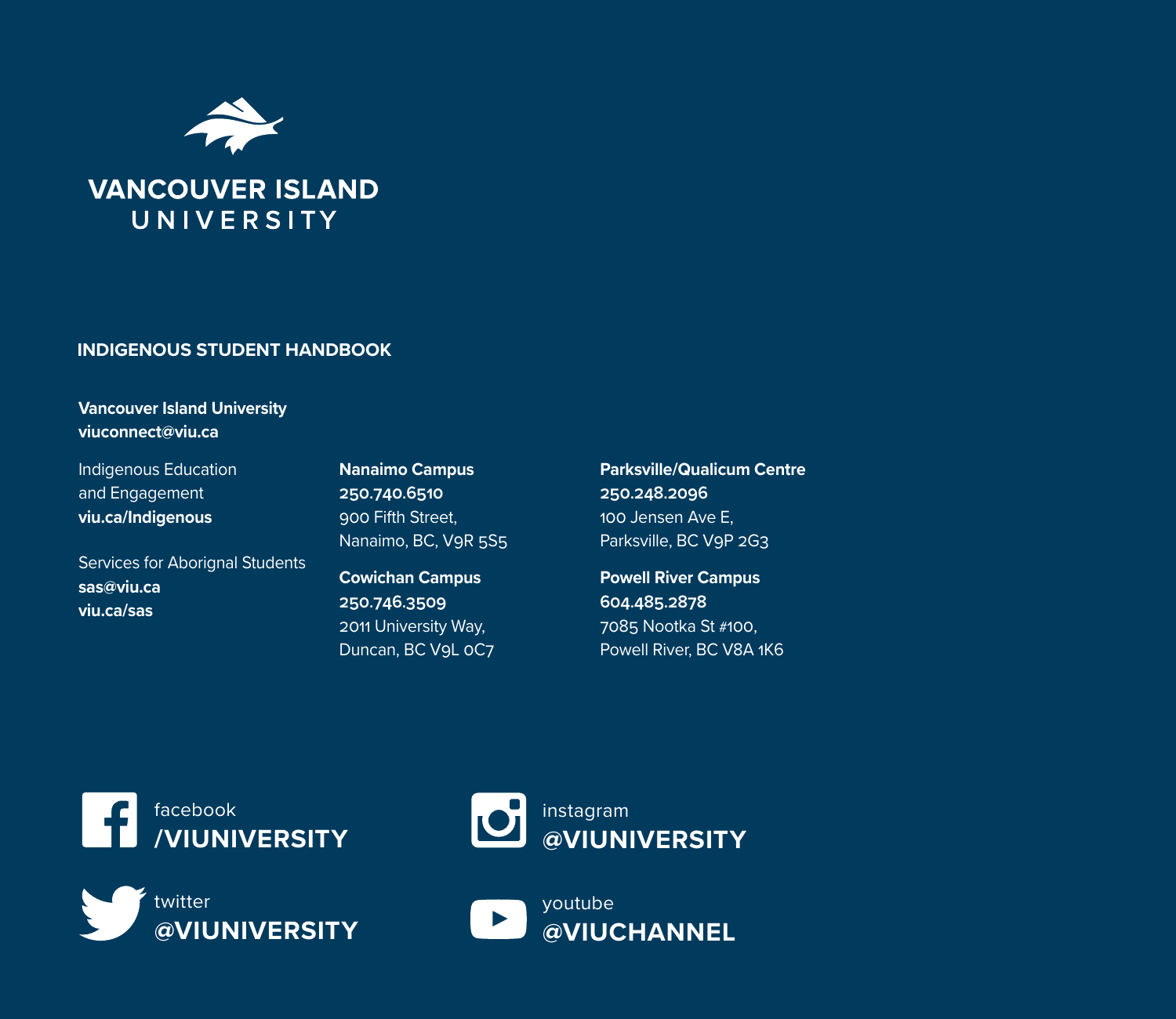VANCOUVER ISLAND
UNIVERSITY

**INDIGENOUS STUDENT HANDBOOK**

**Vancouver Island University**
**viuconnect@viu.ca**

Indigenous Education
and Engagement
**viu.ca/Indigenous**

Services for Aborignal Students
**sas@viu.ca**
**viu.ca/sas**

**Nanaimo Campus**
**250.740.6510**
900 Fifth Street,
Nanaimo, BC, V9R 5S5

**Cowichan Campus**
**250.746.3509**
2011 University Way,
Duncan, BC V9L 0C7

**Parksville/Qualicum Centre**
**250.248.2096**
100 Jensen Ave E,
Parksville, BC V9P 2G3

**Powell River Campus**
**604.485.2878**
7085 Nootka St #100,
Powell River, BC V8A 1K6

facebook
**/VIUNIVERSITY**

instagram
**@VIUNIVERSITY**

twitter
**@VIUNIVERSITY**

youtube
**@VIUCHANNEL**